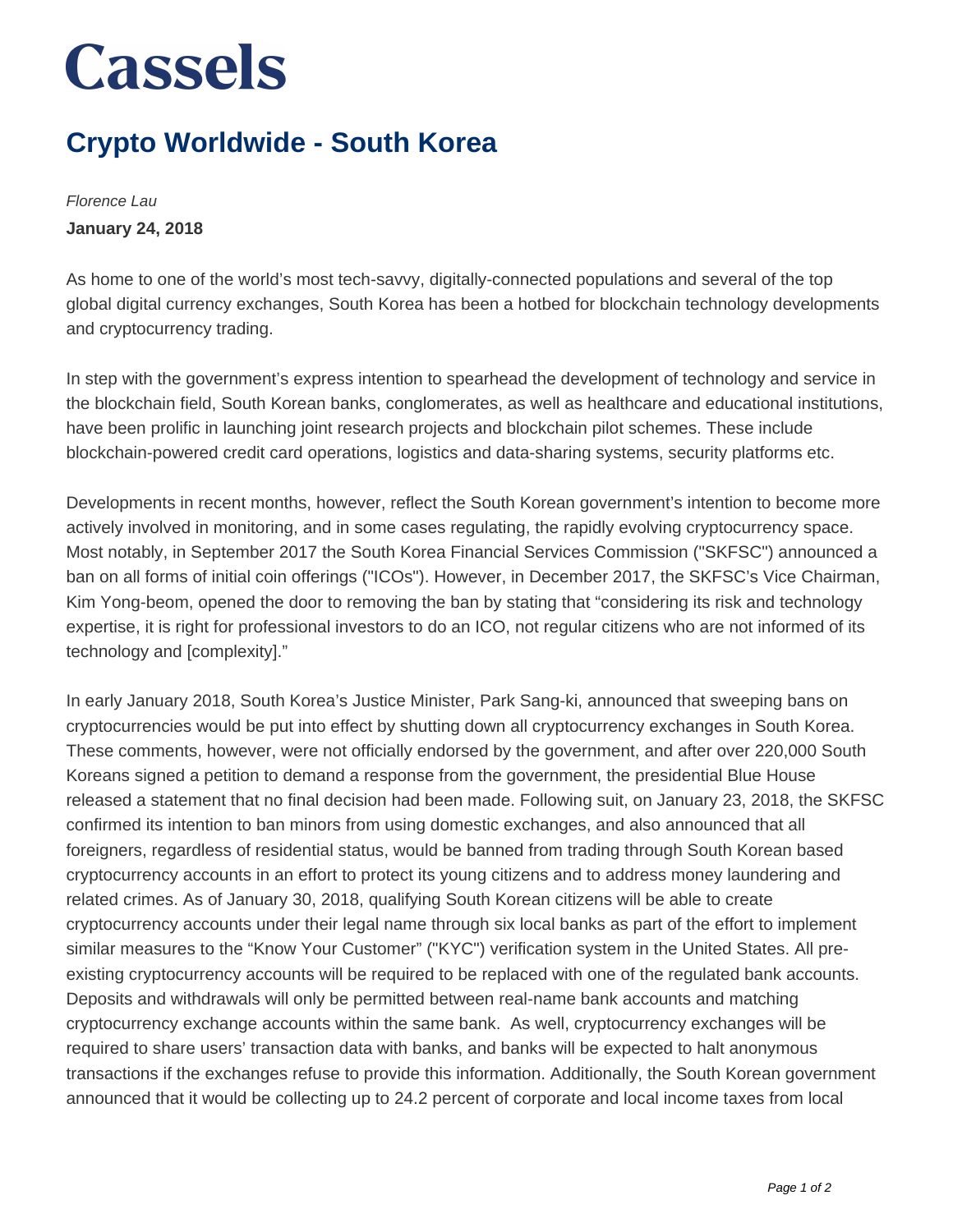# Cassels

## Crypto Worldwide - South Korea

*Florence Lau*

**January 24, 2018**

As home to one of the world's most tech-savvy, digitally-connected populations and several of the top global digital currency exchanges, South Korea has been a hotbed for blockchain technology developments and cryptocurrency trading.

In step with the government's express intention to spearhead the development of technology and service in the blockchain field, South Korean banks, conglomerates, as well as healthcare and educational institutions, have been prolific in launching joint research projects and blockchain pilot schemes. These include blockchain-powered credit card operations, logistics and data-sharing systems, security platforms etc.

Developments in recent months, however, reflect the South Korean government's intention to become more actively involved in monitoring, and in some cases regulating, the rapidly evolving cryptocurrency space. Most notably, in September 2017 the South Korea Financial Services Commission ("SKFSC") announced a ban on all forms of initial coin offerings ("ICOs"). However, in December 2017, the SKFSC's Vice Chairman, Kim Yong-beom, opened the door to removing the ban by stating that "considering its risk and technology expertise, it is right for professional investors to do an ICO, not regular citizens who are not informed of its technology and [complexity]."

In early January 2018, South Korea's Justice Minister, Park Sang-ki, announced that sweeping bans on cryptocurrencies would be put into effect by shutting down all cryptocurrency exchanges in South Korea. These comments, however, were not officially endorsed by the government, and after over 220,000 South Koreans signed a petition to demand a response from the government, the presidential Blue House released a statement that no final decision had been made. Following suit, on January 23, 2018, the SKFSC confirmed its intention to ban minors from using domestic exchanges, and also announced that all foreigners, regardless of residential status, would be banned from trading through South Korean based cryptocurrency accounts in an effort to protect its young citizens and to address money laundering and related crimes. As of January 30, 2018, qualifying South Korean citizens will be able to create cryptocurrency accounts under their legal name through six local banks as part of the effort to implement similar measures to the "Know Your Customer" ("KYC") verification system in the United States. All pre-existing cryptocurrency accounts will be required to be replaced with one of the regulated bank accounts. Deposits and withdrawals will only be permitted between real-name bank accounts and matching cryptocurrency exchange accounts within the same bank. As well, cryptocurrency exchanges will be required to share users' transaction data with banks, and banks will be expected to halt anonymous transactions if the exchanges refuse to provide this information. Additionally, the South Korean government announced that it would be collecting up to 24.2 percent of corporate and local income taxes from local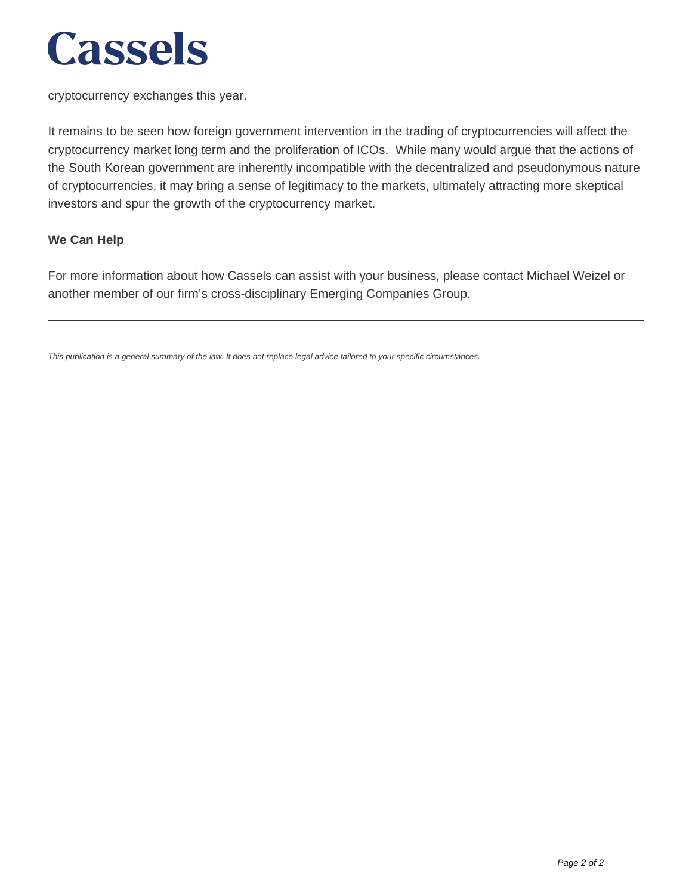cryptocurrency exchanges this year.

It remains to be seen how foreign government intervention in the trading of cryptocurrencies will affect the cryptocurrency market long term and the proliferation of ICOs.  While many would argue that the actions of the South Korean government are inherently incompatible with the decentralized and pseudonymous nature of cryptocurrencies, it may bring a sense of legitimacy to the markets, ultimately attracting more skeptical investors and spur the growth of the cryptocurrency market.

**We Can Help**

For more information about how Cassels can assist with your business, please contact Michael Weizel or another member of our firm's cross-disciplinary Emerging Companies Group.

---

*This publication is a general summary of the law. It does not replace legal advice tailored to your specific circumstances.*